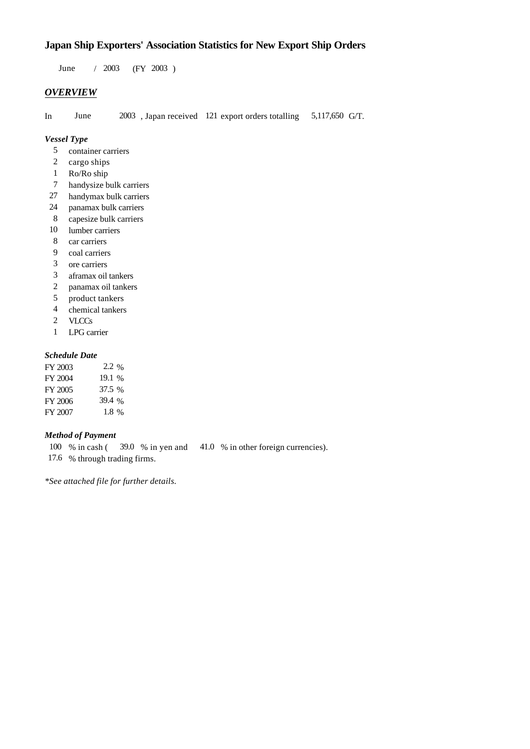# Japan Ship Exporters' Association Statistics for New Export Ship Orders

June / 2003 (FY 2003 )

## *OVERVIEW*

In June 2003 , Japan received 121 export orders totalling 5,117,650 G/T.

### *Vessel Type*

| | |
|---|---|
| 5 | container carriers |
| 2 | cargo ships |
| 1 | Ro/Ro ship |
| 7 | handysize bulk carriers |
| 27 | handymax bulk carriers |
| 24 | panamax bulk carriers |
| 8 | capesize bulk carriers |
| 10 | lumber carriers |
| 8 | car carriers |
| 9 | coal carriers |
| 3 | ore carriers |
| 3 | aframax oil tankers |
| 2 | panamax oil tankers |
| 5 | product tankers |
| 4 | chemical tankers |
| 2 | VLCCs |
| 1 | LPG carrier |

### *Schedule Date*

| | |
|---|---|
| FY 2003 | 2.2 % |
| FY 2004 | 19.1 % |
| FY 2005 | 37.5 % |
| FY 2006 | 39.4 % |
| FY 2007 | 1.8 % |

### *Method of Payment*

100 % in cash ( 39.0 % in yen and 41.0 % in other foreign currencies).
17.6 % through trading firms.

*\*See attached file for further details.*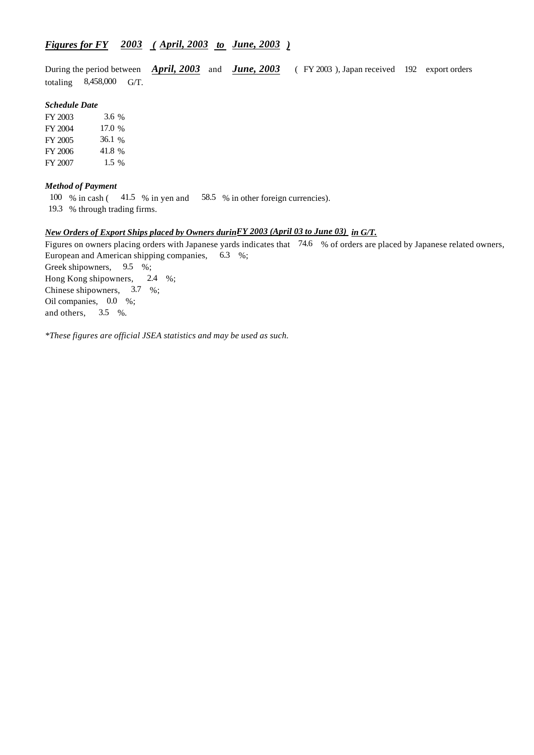## ***Figures for FY 2003 ( April, 2003 to June, 2003 )***

During the period between ***April, 2003*** and ***June, 2003*** ( FY 2003 ), Japan received 192 export orders totaling 8,458,000 G/T.

***Schedule Date***

| | |
|---|---|
| FY 2003 | 3.6 % |
| FY 2004 | 17.0 % |
| FY 2005 | 36.1 % |
| FY 2006 | 41.8 % |
| FY 2007 | 1.5 % |

***Method of Payment***

100 % in cash ( 41.5 % in yen and 58.5 % in other foreign currencies).
19.3 % through trading firms.

***New Orders of Export Ships placed by Owners durinFY 2003 (April 03 to June 03) in G/T.***

Figures on owners placing orders with Japanese yards indicates that 74.6 % of orders are placed by Japanese related owners,
European and American shipping companies, 6.3 %;
Greek shipowners, 9.5 %;
Hong Kong shipowners, 2.4 %;
Chinese shipowners, 3.7 %;
Oil companies, 0.0 %;
and others, 3.5 %.

*\*These figures are official JSEA statistics and may be used as such.*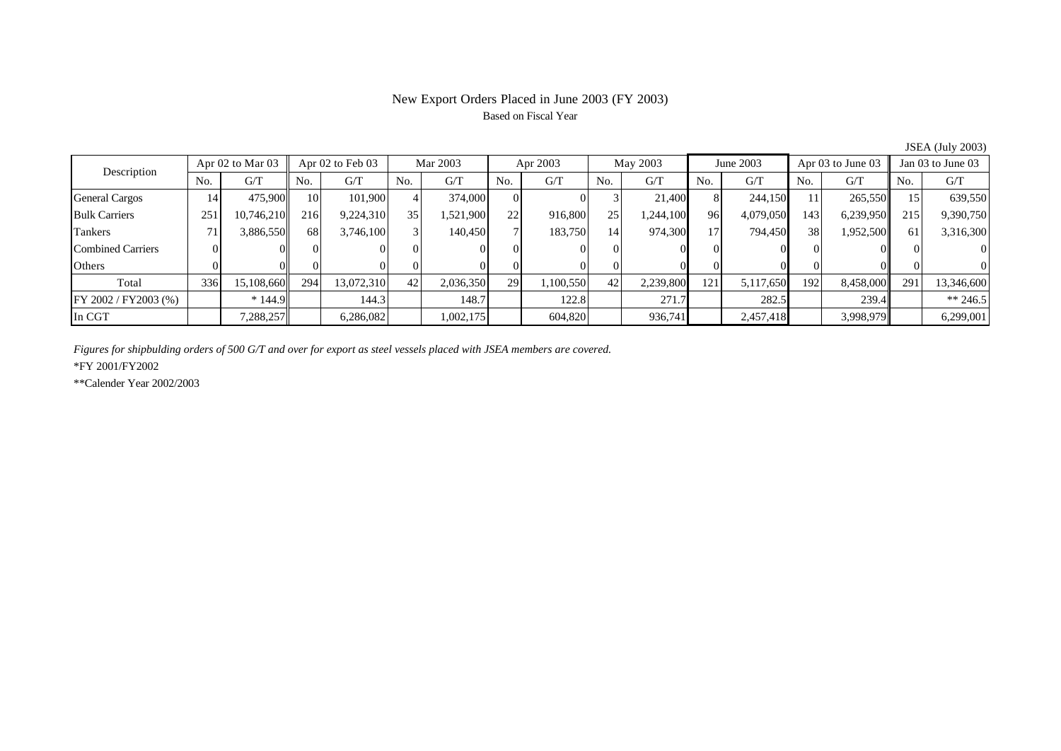# New Export Orders Placed in June 2003 (FY 2003)

Based on Fiscal Year

JSEA (July 2003)

| Description | Apr 02 to Mar 03 | | Apr 02 to Feb 03 | | Mar 2003 | | Apr 2003 | | May 2003 | | June 2003 | | Apr 03 to June 03 | | Jan 03 to June 03 | |
|---|---|---|---|---|---|---|---|---|---|---|---|---|---|---|---|---|
| | No. | G/T | No. | G/T | No. | G/T | No. | G/T | No. | G/T | No. | G/T | No. | G/T | No. | G/T |
| General Cargos | 14 | 475,900 | 10 | 101,900 | 4 | 374,000 | 0 | 0 | 3 | 21,400 | 8 | 244,150 | 11 | 265,550 | 15 | 639,550 |
| Bulk Carriers | 251 | 10,746,210 | 216 | 9,224,310 | 35 | 1,521,900 | 22 | 916,800 | 25 | 1,244,100 | 96 | 4,079,050 | 143 | 6,239,950 | 215 | 9,390,750 |
| Tankers | 71 | 3,886,550 | 68 | 3,746,100 | 3 | 140,450 | 7 | 183,750 | 14 | 974,300 | 17 | 794,450 | 38 | 1,952,500 | 61 | 3,316,300 |
| Combined Carriers | 0 | 0 | 0 | 0 | 0 | 0 | 0 | 0 | 0 | 0 | 0 | 0 | 0 | 0 | 0 | 0 |
| Others | 0 | 0 | 0 | 0 | 0 | 0 | 0 | 0 | 0 | 0 | 0 | 0 | 0 | 0 | 0 | 0 |
| Total | 336 | 15,108,660 | 294 | 13,072,310 | 42 | 2,036,350 | 29 | 1,100,550 | 42 | 2,239,800 | 121 | 5,117,650 | 192 | 8,458,000 | 291 | 13,346,600 |
| FY 2002 / FY2003 (%) | | * 144.9 | | 144.3 | | 148.7 | | 122.8 | | 271.7 | | 282.5 | | 239.4 | | ** 246.5 |
| In CGT | | 7,288,257 | | 6,286,082 | | 1,002,175 | | 604,820 | | 936,741 | | 2,457,418 | | 3,998,979 | | 6,299,001 |

*Figures for shipbulding orders of 500 G/T and over for export as steel vessels placed with JSEA members are covered.*

*FY 2001/FY2002

**Calender Year 2002/2003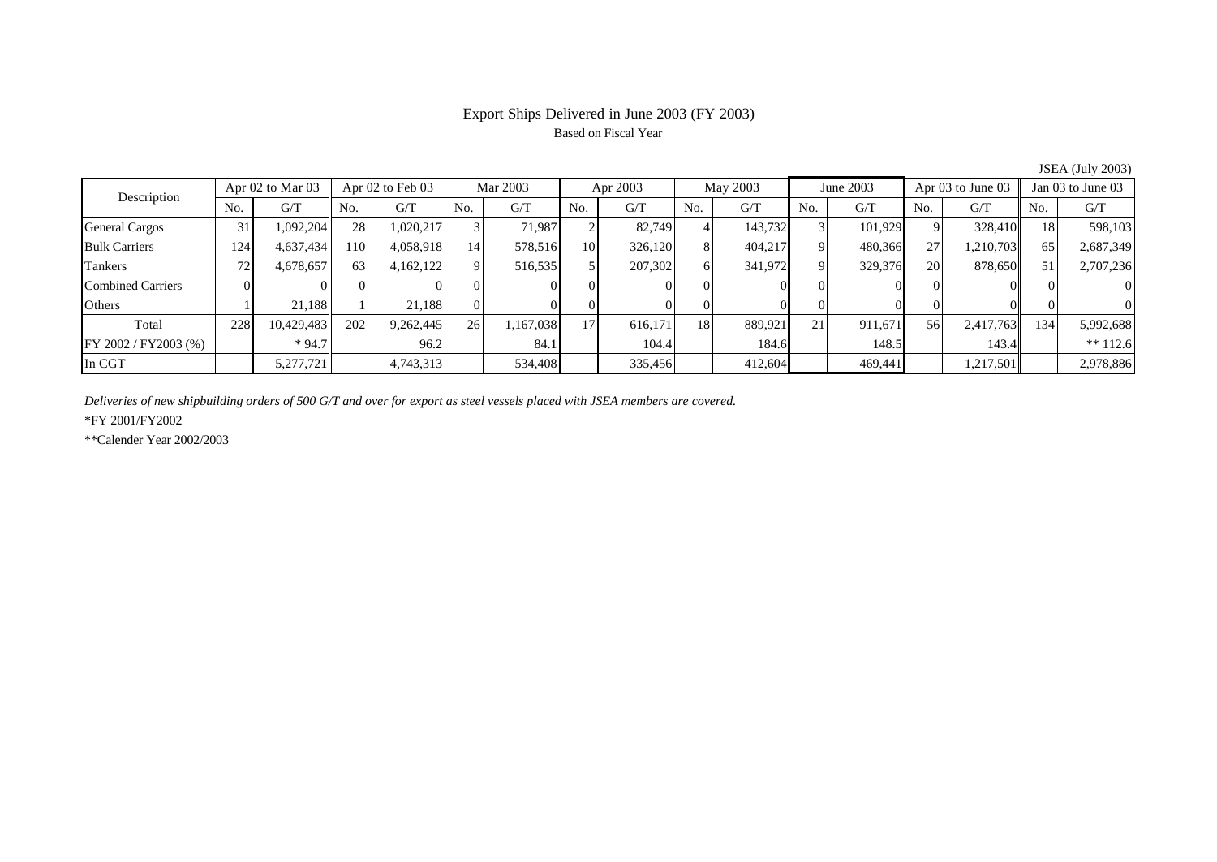# Export Ships Delivered in June 2003 (FY 2003)

Based on Fiscal Year

JSEA (July 2003)

| Description | Apr 02 to Mar 03 | | Apr 02 to Feb 03 | | Mar 2003 | | Apr 2003 | | May 2003 | | June 2003 | | Apr 03 to June 03 | | Jan 03 to June 03 | |
|---|---|---|---|---|---|---|---|---|---|---|---|---|---|---|---|---|
| | No. | G/T | No. | G/T | No. | G/T | No. | G/T | No. | G/T | No. | G/T | No. | G/T | No. | G/T |
| General Cargos | 31 | 1,092,204 | 28 | 1,020,217 | 3 | 71,987 | 2 | 82,749 | 4 | 143,732 | 3 | 101,929 | 9 | 328,410 | 18 | 598,103 |
| Bulk Carriers | 124 | 4,637,434 | 110 | 4,058,918 | 14 | 578,516 | 10 | 326,120 | 8 | 404,217 | 9 | 480,366 | 27 | 1,210,703 | 65 | 2,687,349 |
| Tankers | 72 | 4,678,657 | 63 | 4,162,122 | 9 | 516,535 | 5 | 207,302 | 6 | 341,972 | 9 | 329,376 | 20 | 878,650 | 51 | 2,707,236 |
| Combined Carriers | 0 | 0 | 0 | 0 | 0 | 0 | 0 | 0 | 0 | 0 | 0 | 0 | 0 | 0 | 0 | 0 |
| Others | 1 | 21,188 | 1 | 21,188 | 0 | 0 | 0 | 0 | 0 | 0 | 0 | 0 | 0 | 0 | 0 | 0 |
| Total | 228 | 10,429,483 | 202 | 9,262,445 | 26 | 1,167,038 | 17 | 616,171 | 18 | 889,921 | 21 | 911,671 | 56 | 2,417,763 | 134 | 5,992,688 |
| FY 2002 / FY2003 (%) | | * 94.7 | | 96.2 | | 84.1 | | 104.4 | | 184.6 | | 148.5 | | 143.4 | | ** 112.6 |
| In CGT | | 5,277,721 | | 4,743,313 | | 534,408 | | 335,456 | | 412,604 | | 469,441 | | 1,217,501 | | 2,978,886 |

*Deliveries of new shipbuilding orders of 500 G/T and over for export as steel vessels placed with JSEA members are covered.*

*FY 2001/FY2002

**Calender Year 2002/2003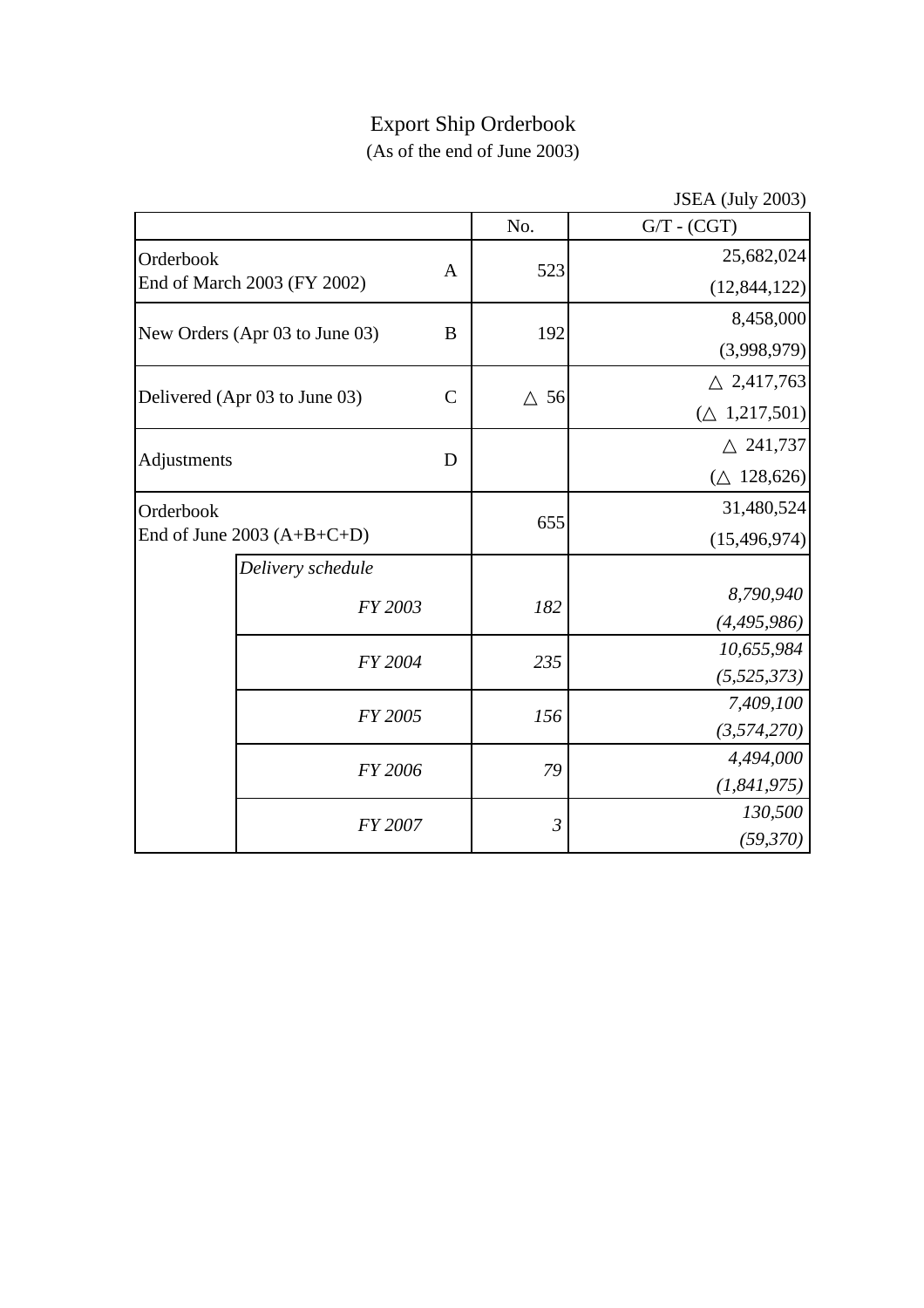# Export Ship Orderbook

(As of the end of June 2003)

JSEA (July 2003)

| | | | No. | G/T - (CGT) |
|---|---|---|---|---|
| Orderbook<br>End of March 2003 (FY 2002) | | A | 523 | 25,682,024<br>(12,844,122) |
| New Orders (Apr 03 to June 03) | | B | 192 | 8,458,000<br>(3,998,979) |
| Delivered (Apr 03 to June 03) | | C | △ 56 | △ 2,417,763<br>(△ 1,217,501) |
| Adjustments | | D | | △ 241,737<br>(△ 128,626) |
| Orderbook<br>End of June 2003 (A+B+C+D) | | | 655 | 31,480,524<br>(15,496,974) |
| | *Delivery schedule* | | | |
| | *FY 2003* | | *182* | *8,790,940*<br>*(4,495,986)* |
| | *FY 2004* | | *235* | *10,655,984*<br>*(5,525,373)* |
| | *FY 2005* | | *156* | *7,409,100*<br>*(3,574,270)* |
| | *FY 2006* | | *79* | *4,494,000*<br>*(1,841,975)* |
| | *FY 2007* | | *3* | *130,500*<br>*(59,370)* |